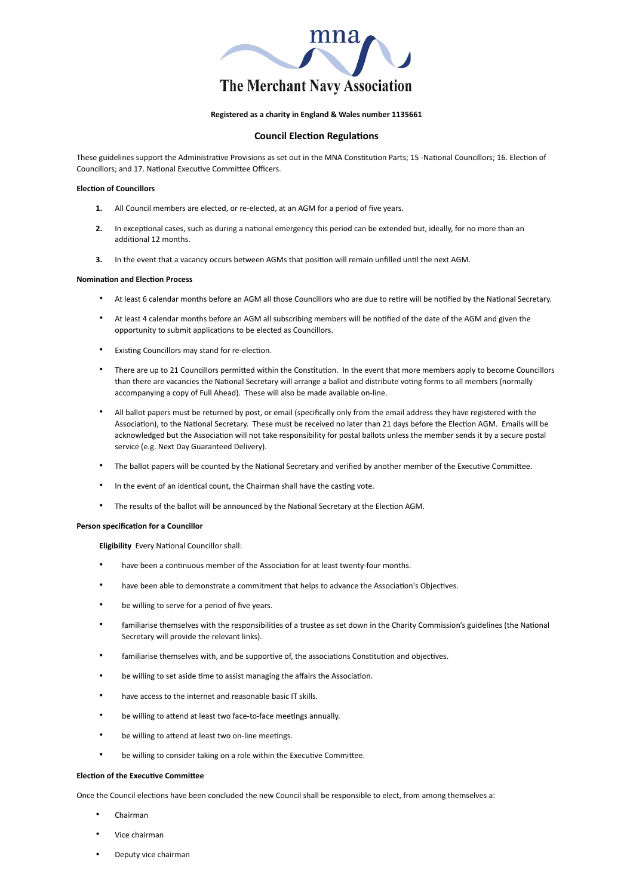# The Merchant Navy Association

**Registered as a charity in England & Wales number 1135661**

## Council Election Regulations

These guidelines support the Administrative Provisions as set out in the MNA Constitution Parts; 15 -National Councillors; 16. Election of Councillors; and 17. National Executive Committee Officers.

**Election of Councillors**

1. All Council members are elected, or re-elected, at an AGM for a period of five years.
2. In exceptional cases, such as during a national emergency this period can be extended but, ideally, for no more than an additional 12 months.
3. In the event that a vacancy occurs between AGMs that position will remain unfilled until the next AGM.

**Nomination and Election Process**

- At least 6 calendar months before an AGM all those Councillors who are due to retire will be notified by the National Secretary.
- At least 4 calendar months before an AGM all subscribing members will be notified of the date of the AGM and given the opportunity to submit applications to be elected as Councillors.
- Existing Councillors may stand for re-election.
- There are up to 21 Councillors permitted within the Constitution. In the event that more members apply to become Councillors than there are vacancies the National Secretary will arrange a ballot and distribute voting forms to all members (normally accompanying a copy of Full Ahead). These will also be made available on-line.
- All ballot papers must be returned by post, or email (specifically only from the email address they have registered with the Association), to the National Secretary. These must be received no later than 21 days before the Election AGM. Emails will be acknowledged but the Association will not take responsibility for postal ballots unless the member sends it by a secure postal service (e.g. Next Day Guaranteed Delivery).
- The ballot papers will be counted by the National Secretary and verified by another member of the Executive Committee.
- In the event of an identical count, the Chairman shall have the casting vote.
- The results of the ballot will be announced by the National Secretary at the Election AGM.

**Person specification for a Councillor**

**Eligibility** Every National Councillor shall:

- have been a continuous member of the Association for at least twenty-four months.
- have been able to demonstrate a commitment that helps to advance the Association's Objectives.
- be willing to serve for a period of five years.
- familiarise themselves with the responsibilities of a trustee as set down in the Charity Commission's guidelines (the National Secretary will provide the relevant links).
- familiarise themselves with, and be supportive of, the associations Constitution and objectives.
- be willing to set aside time to assist managing the affairs the Association.
- have access to the internet and reasonable basic IT skills.
- be willing to attend at least two face-to-face meetings annually.
- be willing to attend at least two on-line meetings.
- be willing to consider taking on a role within the Executive Committee.

**Election of the Executive Committee**

Once the Council elections have been concluded the new Council shall be responsible to elect, from among themselves a:

- Chairman
- Vice chairman
- Deputy vice chairman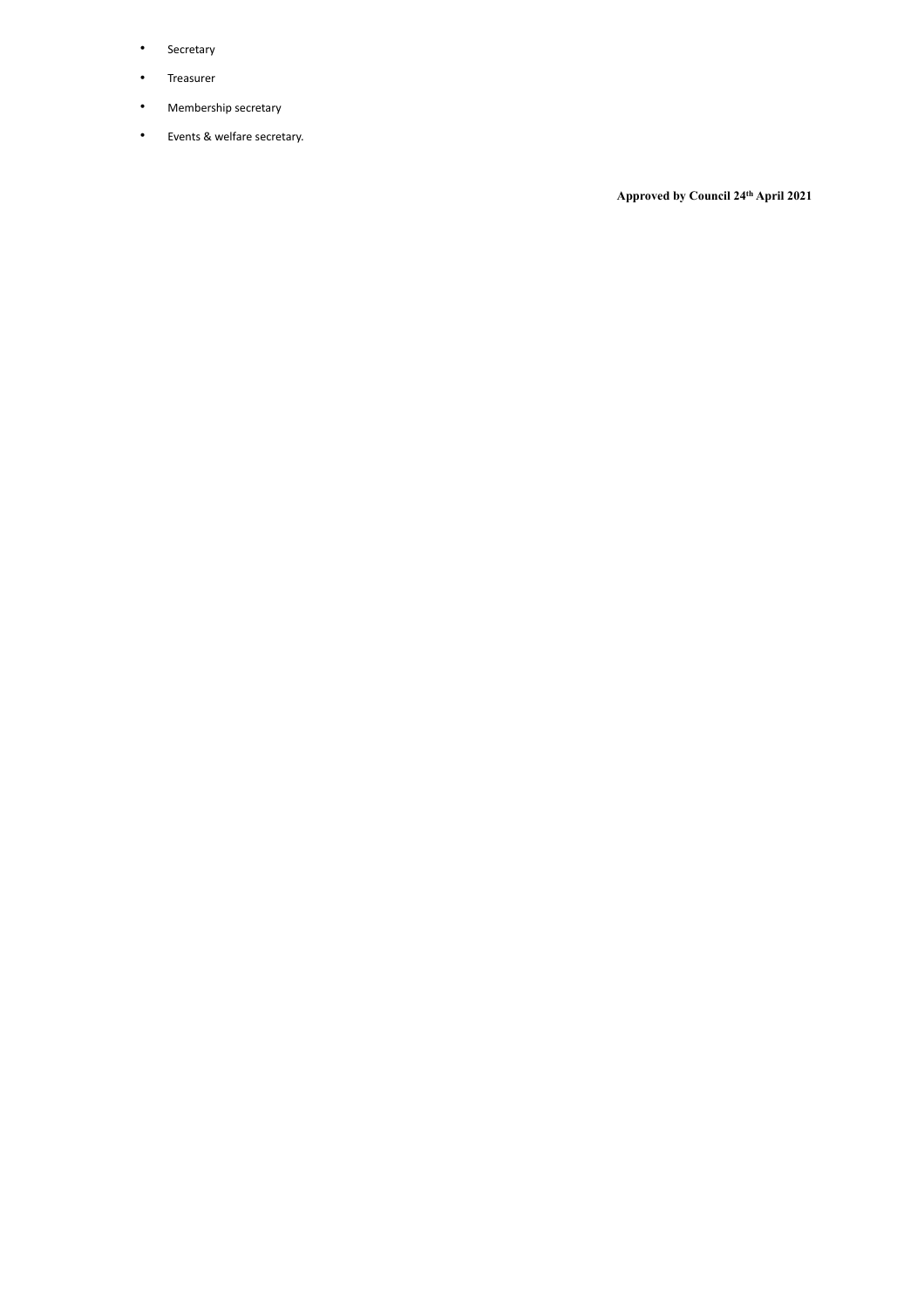- Secretary
- Treasurer
- Membership secretary
- Events & welfare secretary.

**Approved by Council 24th April 2021**